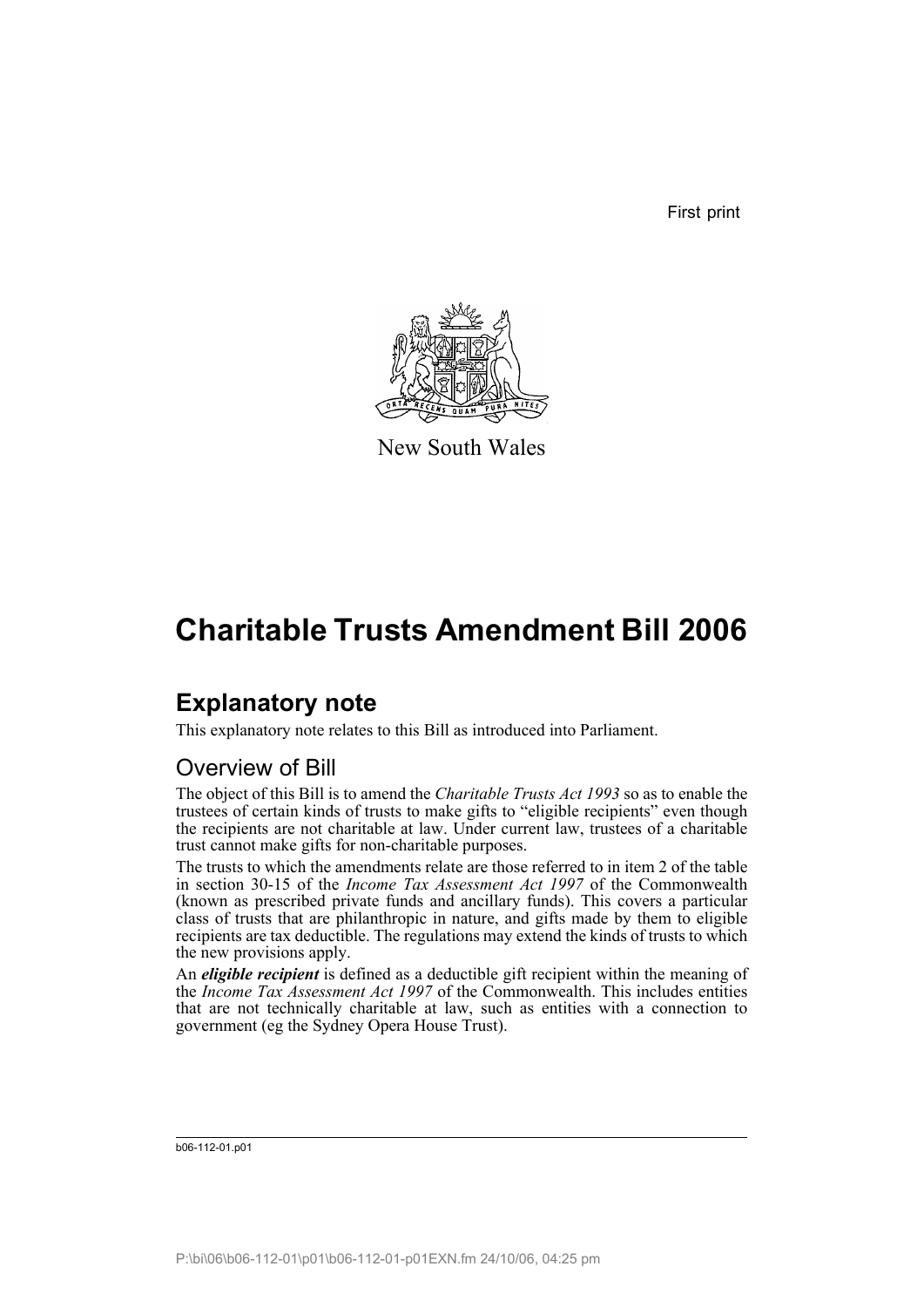First print

New South Wales

# Charitable Trusts Amendment Bill 2006

## Explanatory note

This explanatory note relates to this Bill as introduced into Parliament.

### Overview of Bill

The object of this Bill is to amend the *Charitable Trusts Act 1993* so as to enable the trustees of certain kinds of trusts to make gifts to "eligible recipients" even though the recipients are not charitable at law. Under current law, trustees of a charitable trust cannot make gifts for non-charitable purposes.

The trusts to which the amendments relate are those referred to in item 2 of the table in section 30-15 of the *Income Tax Assessment Act 1997* of the Commonwealth (known as prescribed private funds and ancillary funds). This covers a particular class of trusts that are philanthropic in nature, and gifts made by them to eligible recipients are tax deductible. The regulations may extend the kinds of trusts to which the new provisions apply.

An ***eligible recipient*** is defined as a deductible gift recipient within the meaning of the *Income Tax Assessment Act 1997* of the Commonwealth. This includes entities that are not technically charitable at law, such as entities with a connection to government (eg the Sydney Opera House Trust).

b06-112-01.p01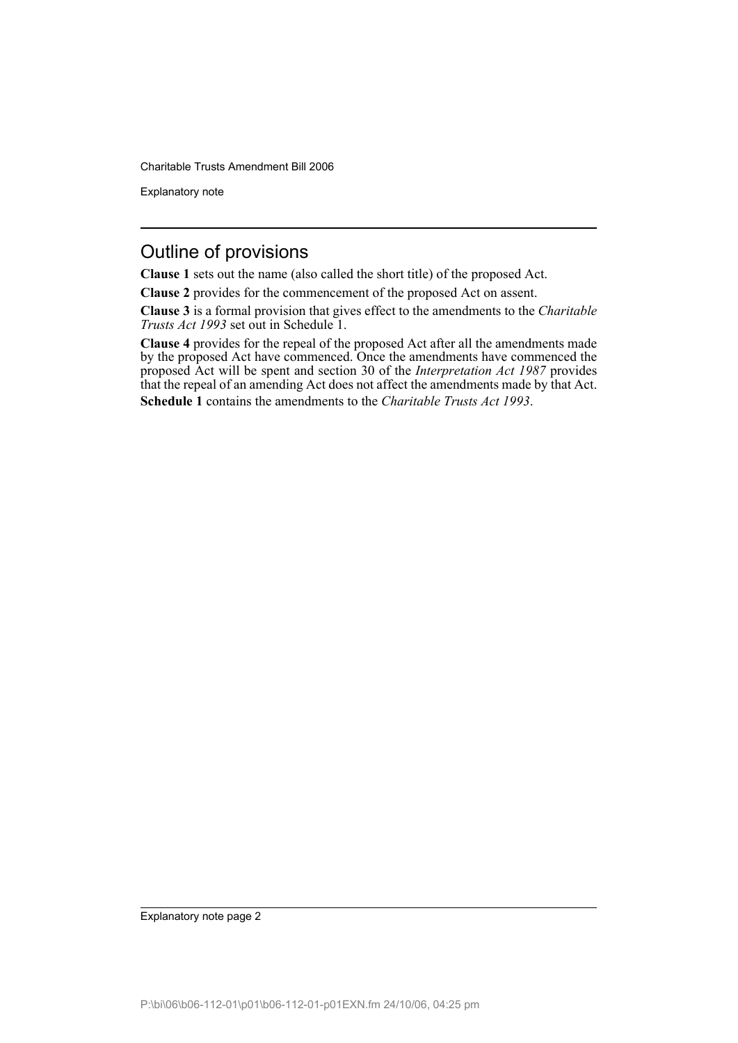## Outline of provisions

**Clause 1** sets out the name (also called the short title) of the proposed Act.

**Clause 2** provides for the commencement of the proposed Act on assent.

**Clause 3** is a formal provision that gives effect to the amendments to the *Charitable Trusts Act 1993* set out in Schedule 1.

**Clause 4** provides for the repeal of the proposed Act after all the amendments made by the proposed Act have commenced. Once the amendments have commenced the proposed Act will be spent and section 30 of the *Interpretation Act 1987* provides that the repeal of an amending Act does not affect the amendments made by that Act.

**Schedule 1** contains the amendments to the *Charitable Trusts Act 1993*.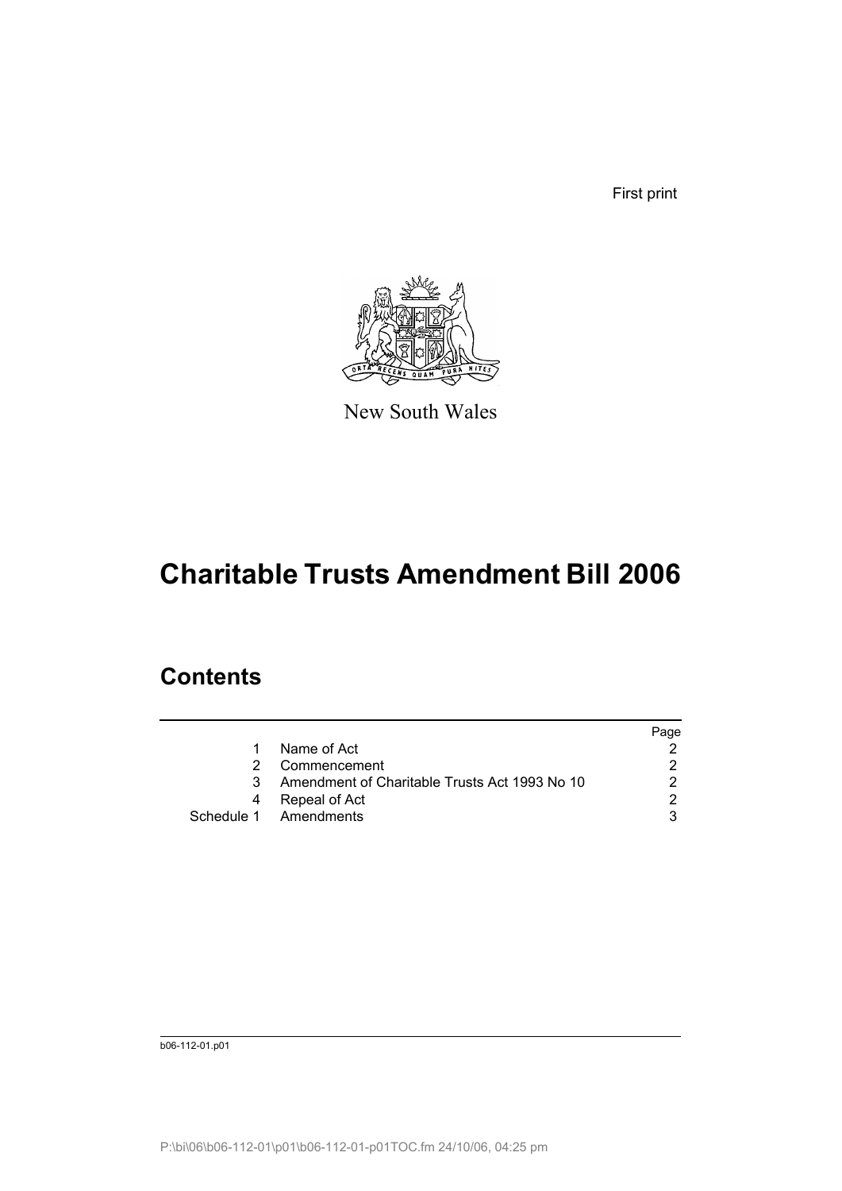First print

New South Wales

# Charitable Trusts Amendment Bill 2006

## Contents

| | | Page |
|---|---|---|
| 1 | Name of Act | 2 |
| 2 | Commencement | 2 |
| 3 | Amendment of Charitable Trusts Act 1993 No 10 | 2 |
| 4 | Repeal of Act | 2 |
| Schedule 1 | Amendments | 3 |

b06-112-01.p01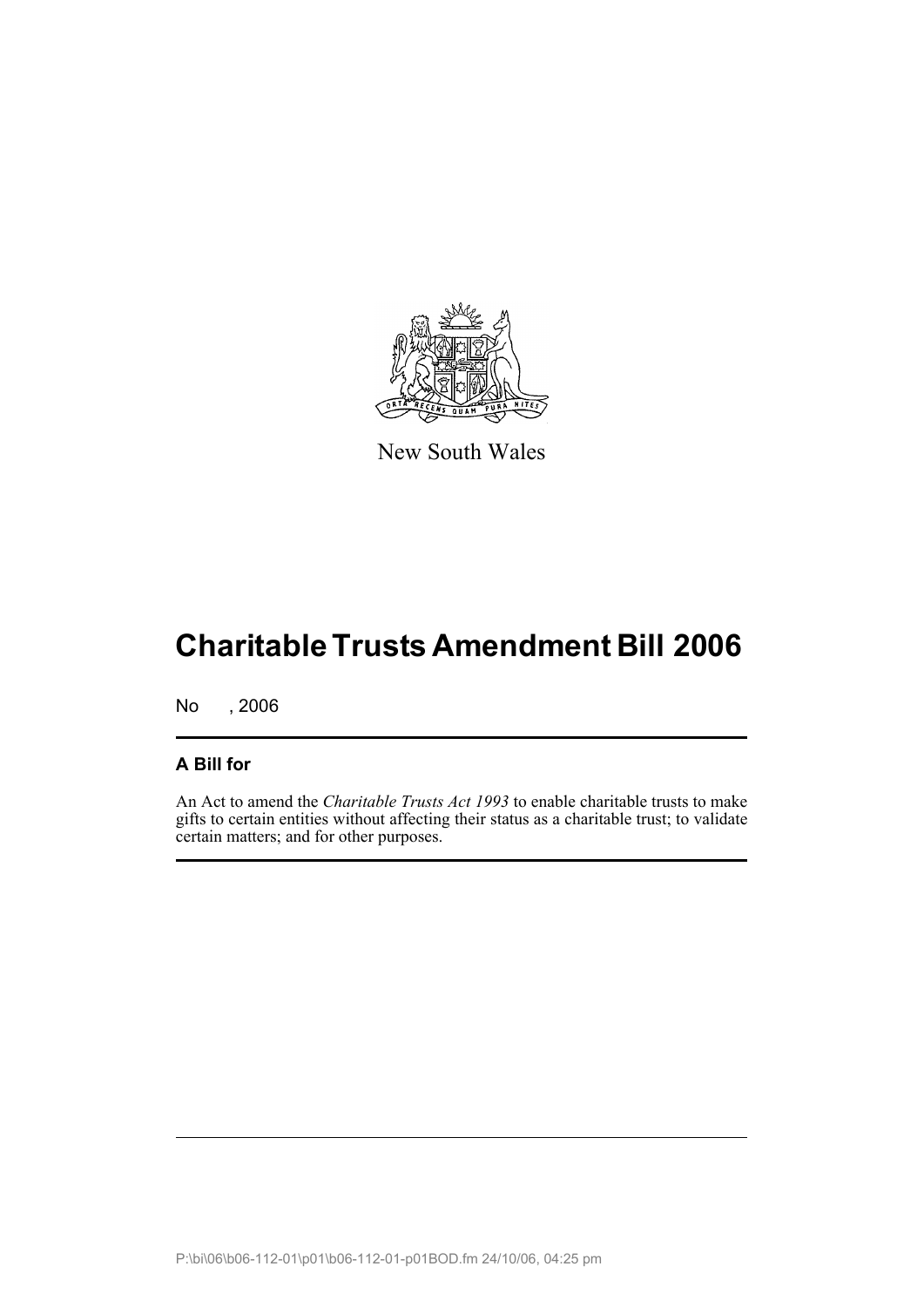New South Wales

# Charitable Trusts Amendment Bill 2006

No , 2006

## A Bill for

An Act to amend the *Charitable Trusts Act 1993* to enable charitable trusts to make gifts to certain entities without affecting their status as a charitable trust; to validate certain matters; and for other purposes.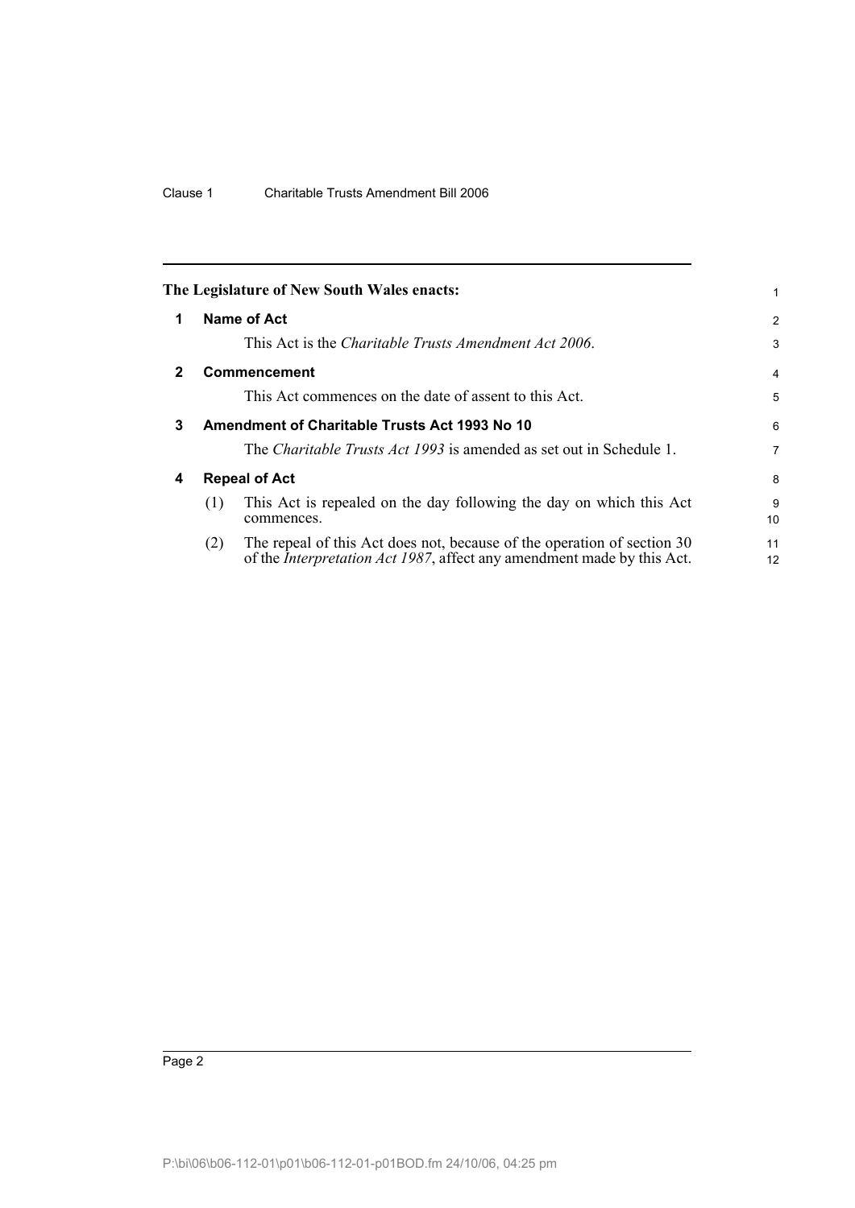The Legislature of New South Wales enacts:

## 1 Name of Act

This Act is the *Charitable Trusts Amendment Act 2006*.

## 2 Commencement

This Act commences on the date of assent to this Act.

## 3 Amendment of Charitable Trusts Act 1993 No 10

The *Charitable Trusts Act 1993* is amended as set out in Schedule 1.

## 4 Repeal of Act

(1) This Act is repealed on the day following the day on which this Act commences.

(2) The repeal of this Act does not, because of the operation of section 30 of the *Interpretation Act 1987*, affect any amendment made by this Act.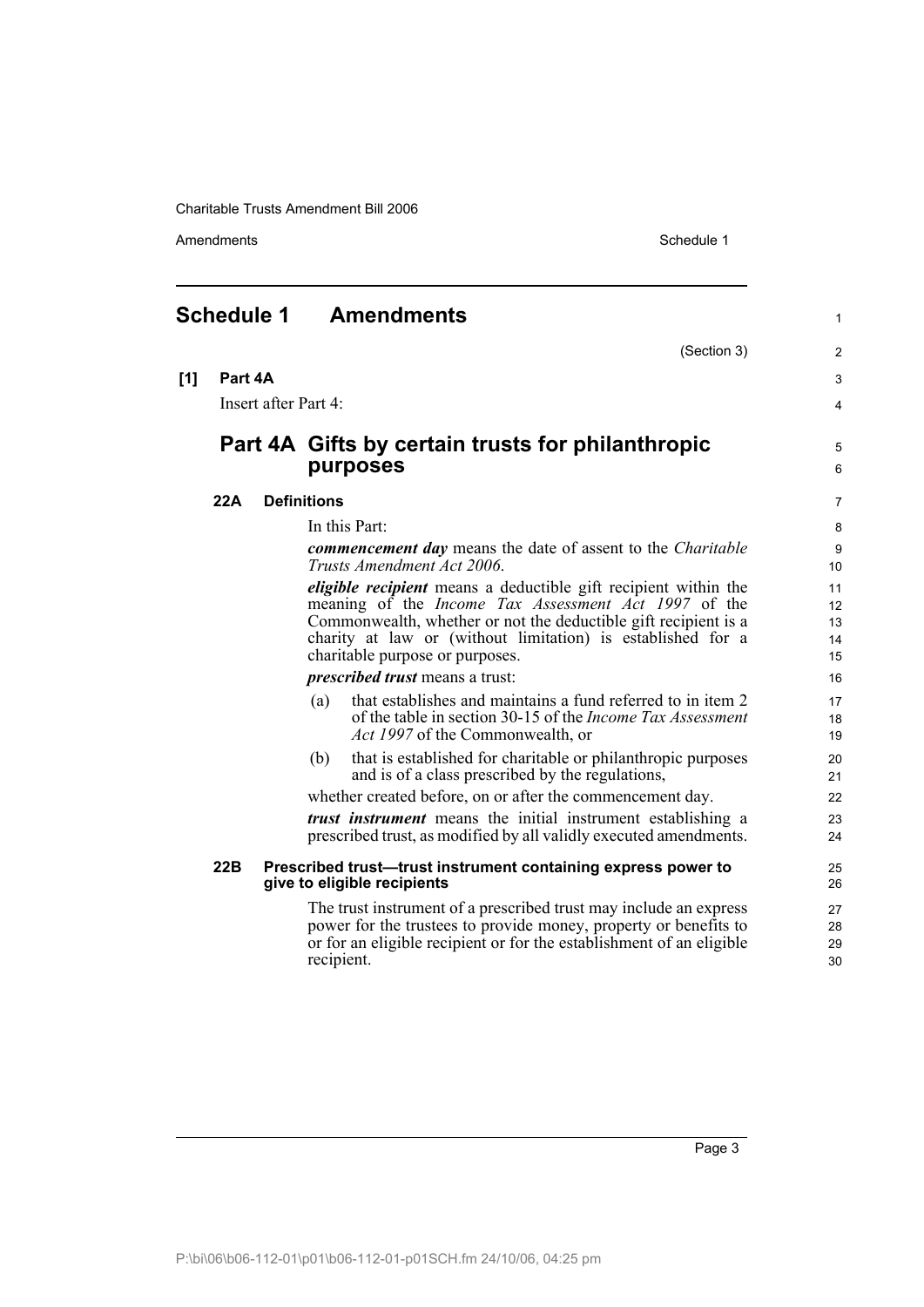# Schedule 1 Amendments

(Section 3)

**[1] Part 4A**

Insert after Part 4:

## Part 4A Gifts by certain trusts for philanthropic purposes

### 22A Definitions

In this Part:

***commencement day*** means the date of assent to the *Charitable Trusts Amendment Act 2006*.

***eligible recipient*** means a deductible gift recipient within the meaning of the *Income Tax Assessment Act 1997* of the Commonwealth, whether or not the deductible gift recipient is a charity at law or (without limitation) is established for a charitable purpose or purposes.

***prescribed trust*** means a trust:

(a) that establishes and maintains a fund referred to in item 2 of the table in section 30-15 of the *Income Tax Assessment Act 1997* of the Commonwealth, or

(b) that is established for charitable or philanthropic purposes and is of a class prescribed by the regulations,

whether created before, on or after the commencement day.

***trust instrument*** means the initial instrument establishing a prescribed trust, as modified by all validly executed amendments.

### 22B Prescribed trust—trust instrument containing express power to give to eligible recipients

The trust instrument of a prescribed trust may include an express power for the trustees to provide money, property or benefits to or for an eligible recipient or for the establishment of an eligible recipient.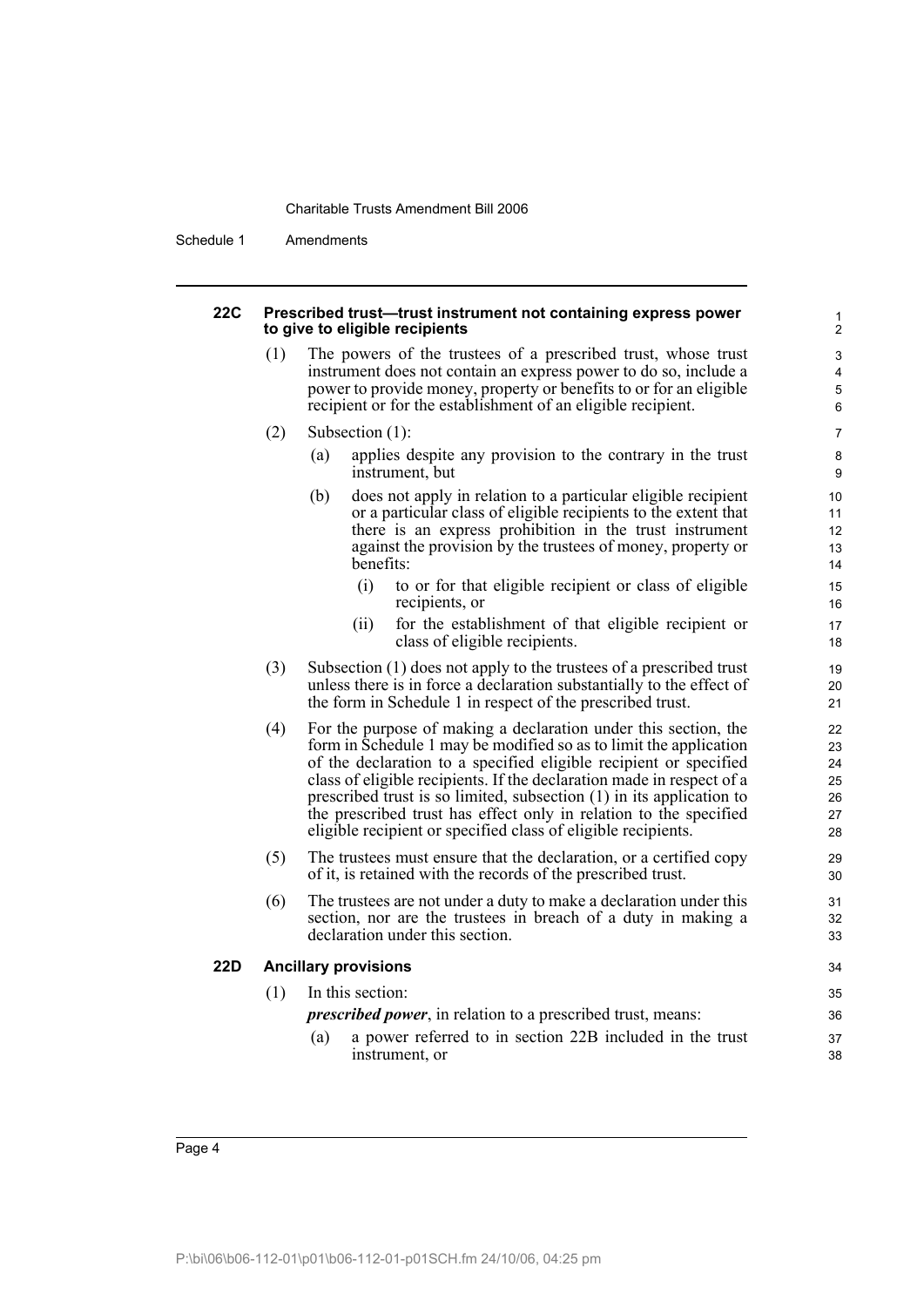### 22C Prescribed trust—trust instrument not containing express power to give to eligible recipients

(1) The powers of the trustees of a prescribed trust, whose trust instrument does not contain an express power to do so, include a power to provide money, property or benefits to or for an eligible recipient or for the establishment of an eligible recipient.

(2) Subsection (1):

(a) applies despite any provision to the contrary in the trust instrument, but

(b) does not apply in relation to a particular eligible recipient or a particular class of eligible recipients to the extent that there is an express prohibition in the trust instrument against the provision by the trustees of money, property or benefits:

(i) to or for that eligible recipient or class of eligible recipients, or

(ii) for the establishment of that eligible recipient or class of eligible recipients.

(3) Subsection (1) does not apply to the trustees of a prescribed trust unless there is in force a declaration substantially to the effect of the form in Schedule 1 in respect of the prescribed trust.

(4) For the purpose of making a declaration under this section, the form in Schedule 1 may be modified so as to limit the application of the declaration to a specified eligible recipient or specified class of eligible recipients. If the declaration made in respect of a prescribed trust is so limited, subsection (1) in its application to the prescribed trust has effect only in relation to the specified eligible recipient or specified class of eligible recipients.

(5) The trustees must ensure that the declaration, or a certified copy of it, is retained with the records of the prescribed trust.

(6) The trustees are not under a duty to make a declaration under this section, nor are the trustees in breach of a duty in making a declaration under this section.

### 22D Ancillary provisions

(1) In this section:

***prescribed power***, in relation to a prescribed trust, means:

(a) a power referred to in section 22B included in the trust instrument, or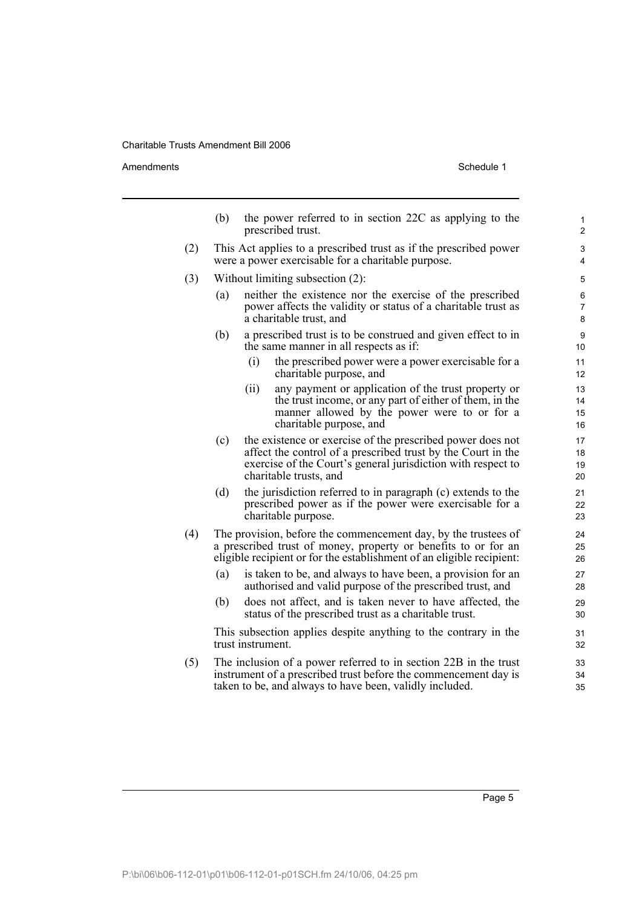(b) the power referred to in section 22C as applying to the prescribed trust.

(2) This Act applies to a prescribed trust as if the prescribed power were a power exercisable for a charitable purpose.

(3) Without limiting subsection (2):

(a) neither the existence nor the exercise of the prescribed power affects the validity or status of a charitable trust as a charitable trust, and

(b) a prescribed trust is to be construed and given effect to in the same manner in all respects as if:

(i) the prescribed power were a power exercisable for a charitable purpose, and

(ii) any payment or application of the trust property or the trust income, or any part of either of them, in the manner allowed by the power were to or for a charitable purpose, and

(c) the existence or exercise of the prescribed power does not affect the control of a prescribed trust by the Court in the exercise of the Court's general jurisdiction with respect to charitable trusts, and

(d) the jurisdiction referred to in paragraph (c) extends to the prescribed power as if the power were exercisable for a charitable purpose.

(4) The provision, before the commencement day, by the trustees of a prescribed trust of money, property or benefits to or for an eligible recipient or for the establishment of an eligible recipient:

(a) is taken to be, and always to have been, a provision for an authorised and valid purpose of the prescribed trust, and

(b) does not affect, and is taken never to have affected, the status of the prescribed trust as a charitable trust.

This subsection applies despite anything to the contrary in the trust instrument.

(5) The inclusion of a power referred to in section 22B in the trust instrument of a prescribed trust before the commencement day is taken to be, and always to have been, validly included.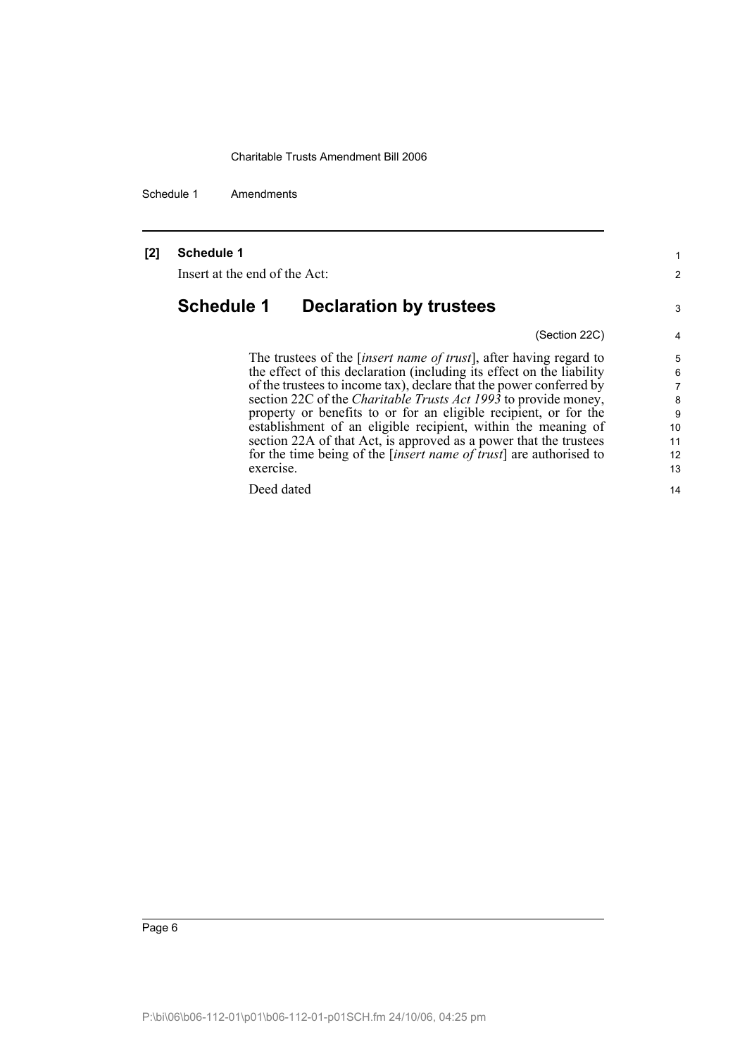**[2] Schedule 1**

Insert at the end of the Act:

## Schedule 1 Declaration by trustees

(Section 22C)

The trustees of the [*insert name of trust*], after having regard to the effect of this declaration (including its effect on the liability of the trustees to income tax), declare that the power conferred by section 22C of the *Charitable Trusts Act 1993* to provide money, property or benefits to or for an eligible recipient, or for the establishment of an eligible recipient, within the meaning of section 22A of that Act, is approved as a power that the trustees for the time being of the [*insert name of trust*] are authorised to exercise.

Deed dated